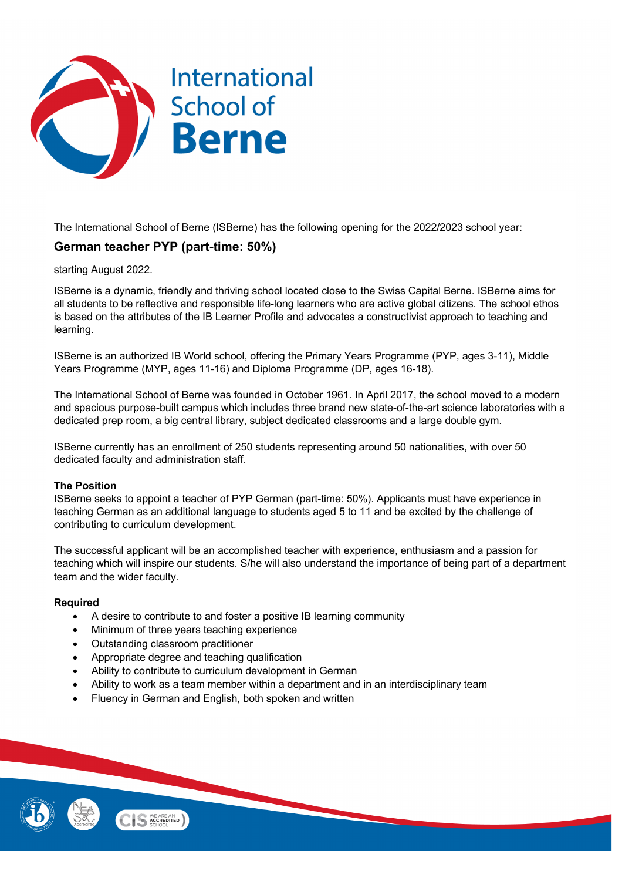International School of Berne

The International School of Berne (ISBerne) has the following opening for the 2022/2023 school year:

## German teacher PYP (part-time: 50%)

starting August 2022.

ISBerne is a dynamic, friendly and thriving school located close to the Swiss Capital Berne. ISBerne aims for all students to be reflective and responsible life-long learners who are active global citizens. The school ethos is based on the attributes of the IB Learner Profile and advocates a constructivist approach to teaching and learning.

ISBerne is an authorized IB World school, offering the Primary Years Programme (PYP, ages 3-11), Middle Years Programme (MYP, ages 11-16) and Diploma Programme (DP, ages 16-18).

The International School of Berne was founded in October 1961. In April 2017, the school moved to a modern and spacious purpose-built campus which includes three brand new state-of-the-art science laboratories with a dedicated prep room, a big central library, subject dedicated classrooms and a large double gym.

ISBerne currently has an enrollment of 250 students representing around 50 nationalities, with over 50 dedicated faculty and administration staff.

**The Position**

ISBerne seeks to appoint a teacher of PYP German (part-time: 50%). Applicants must have experience in teaching German as an additional language to students aged 5 to 11 and be excited by the challenge of contributing to curriculum development.

The successful applicant will be an accomplished teacher with experience, enthusiasm and a passion for teaching which will inspire our students. S/he will also understand the importance of being part of a department team and the wider faculty.

**Required**

- A desire to contribute to and foster a positive IB learning community
- Minimum of three years teaching experience
- Outstanding classroom practitioner
- Appropriate degree and teaching qualification
- Ability to contribute to curriculum development in German
- Ability to work as a team member within a department and in an interdisciplinary team
- Fluency in German and English, both spoken and written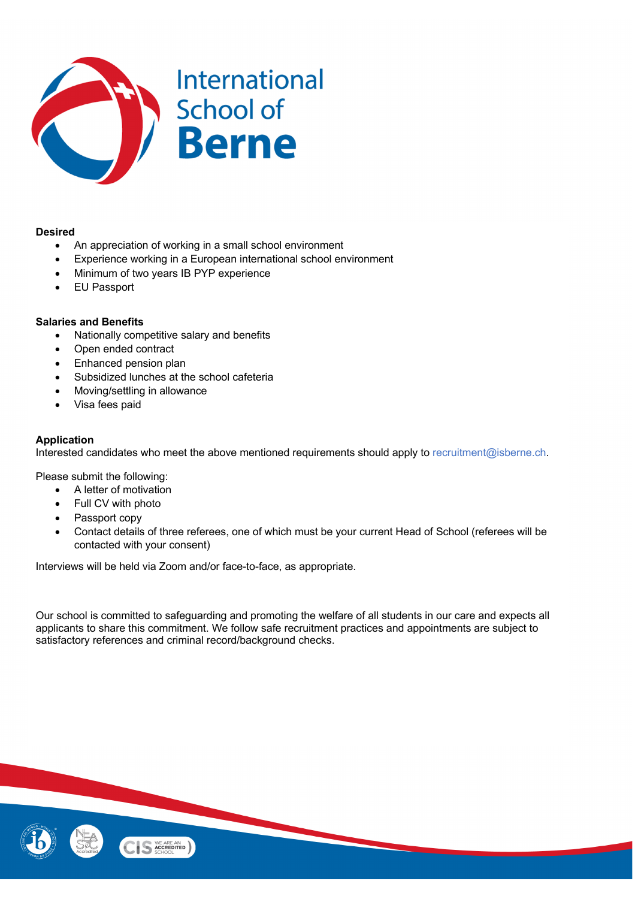**Desired**

- An appreciation of working in a small school environment
- Experience working in a European international school environment
- Minimum of two years IB PYP experience
- EU Passport

**Salaries and Benefits**

- Nationally competitive salary and benefits
- Open ended contract
- Enhanced pension plan
- Subsidized lunches at the school cafeteria
- Moving/settling in allowance
- Visa fees paid

**Application**

Interested candidates who meet the above mentioned requirements should apply to recruitment@isberne.ch.

Please submit the following:

- A letter of motivation
- Full CV with photo
- Passport copy
- Contact details of three referees, one of which must be your current Head of School (referees will be contacted with your consent)

Interviews will be held via Zoom and/or face-to-face, as appropriate.

Our school is committed to safeguarding and promoting the welfare of all students in our care and expects all applicants to share this commitment. We follow safe recruitment practices and appointments are subject to satisfactory references and criminal record/background checks.